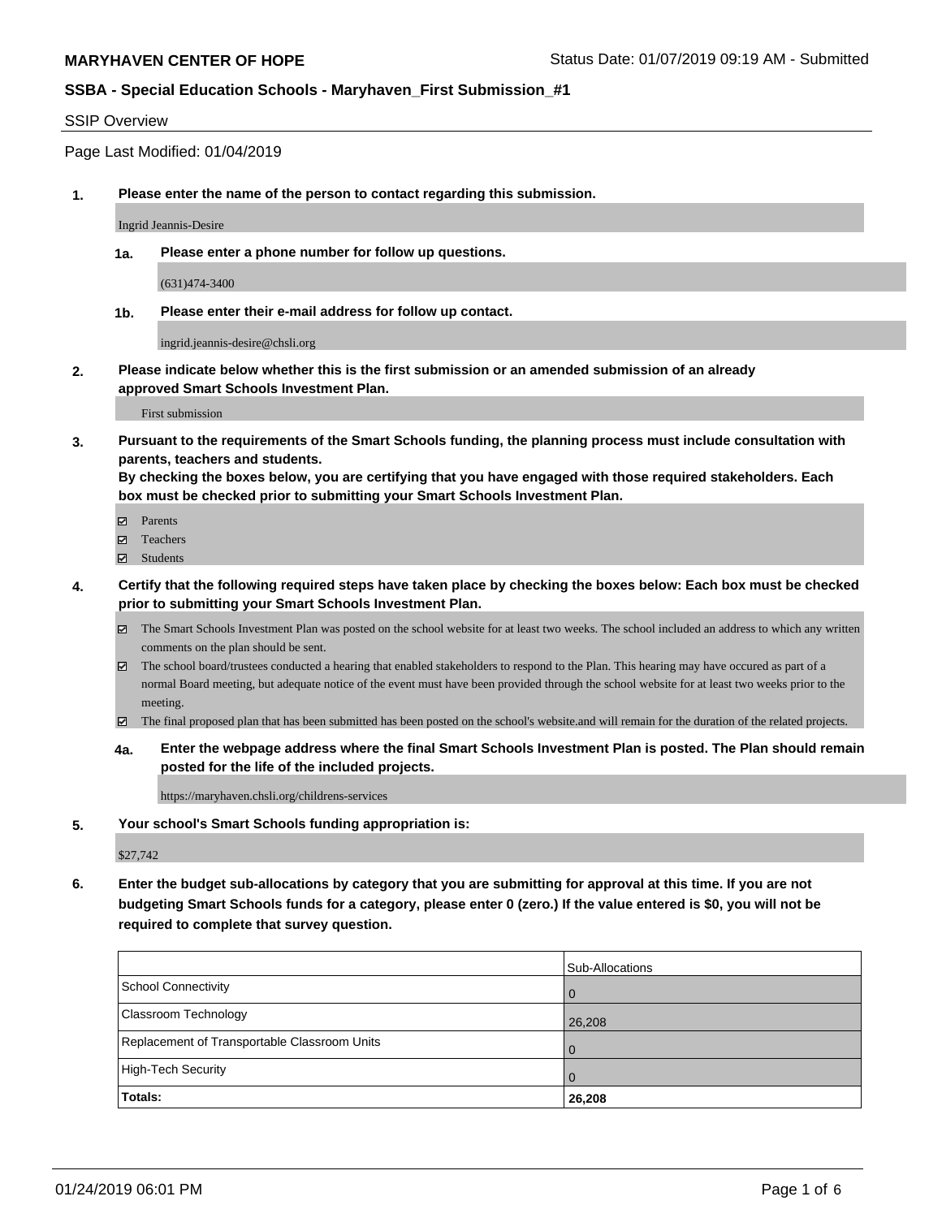**MARYHAVEN CENTER OF HOPE** Status Date: 01/07/2019 09:19 AM - Submitted

**SSBA - Special Education Schools - Maryhaven_First Submission_#1**

SSIP Overview

Page Last Modified: 01/04/2019

**1. Please enter the name of the person to contact regarding this submission.**

Ingrid Jeannis-Desire

**1a. Please enter a phone number for follow up questions.**

(631)474-3400

**1b. Please enter their e-mail address for follow up contact.**

ingrid.jeannis-desire@chsli.org

**2. Please indicate below whether this is the first submission or an amended submission of an already approved Smart Schools Investment Plan.**

First submission

**3. Pursuant to the requirements of the Smart Schools funding, the planning process must include consultation with parents, teachers and students.**
**By checking the boxes below, you are certifying that you have engaged with those required stakeholders. Each box must be checked prior to submitting your Smart Schools Investment Plan.**

- ☑ Parents
- ☑ Teachers
- ☑ Students

**4. Certify that the following required steps have taken place by checking the boxes below: Each box must be checked prior to submitting your Smart Schools Investment Plan.**

- ☑ The Smart Schools Investment Plan was posted on the school website for at least two weeks. The school included an address to which any written comments on the plan should be sent.
- ☑ The school board/trustees conducted a hearing that enabled stakeholders to respond to the Plan. This hearing may have occured as part of a normal Board meeting, but adequate notice of the event must have been provided through the school website for at least two weeks prior to the meeting.
- ☑ The final proposed plan that has been submitted has been posted on the school's website.and will remain for the duration of the related projects.

**4a. Enter the webpage address where the final Smart Schools Investment Plan is posted. The Plan should remain posted for the life of the included projects.**

https://maryhaven.chsli.org/childrens-services

**5. Your school's Smart Schools funding appropriation is:**

$27,742

**6. Enter the budget sub-allocations by category that you are submitting for approval at this time. If you are not budgeting Smart Schools funds for a category, please enter 0 (zero.) If the value entered is $0, you will not be required to complete that survey question.**

| | Sub-Allocations |
|---|---|
| School Connectivity | 0 |
| Classroom Technology | 26,208 |
| Replacement of Transportable Classroom Units | 0 |
| High-Tech Security | 0 |
| **Totals:** | **26,208** |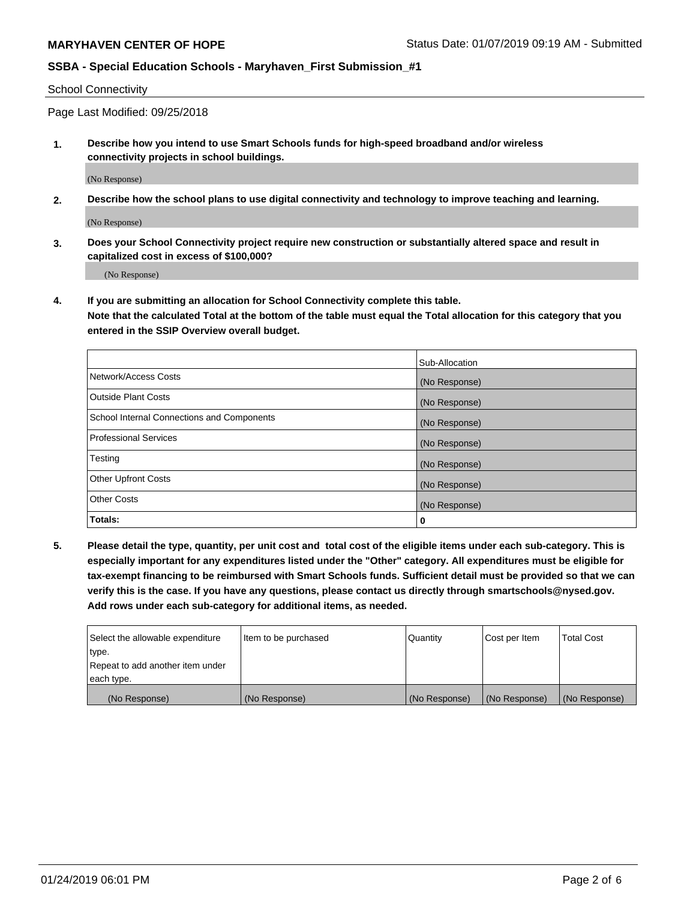School Connectivity

Page Last Modified: 09/25/2018

**1. Describe how you intend to use Smart Schools funds for high-speed broadband and/or wireless connectivity projects in school buildings.**

(No Response)

**2. Describe how the school plans to use digital connectivity and technology to improve teaching and learning.**

(No Response)

**3. Does your School Connectivity project require new construction or substantially altered space and result in capitalized cost in excess of $100,000?**

(No Response)

**4. If you are submitting an allocation for School Connectivity complete this table.**
**Note that the calculated Total at the bottom of the table must equal the Total allocation for this category that you entered in the SSIP Overview overall budget.**

| | Sub-Allocation |
|---|---|
| Network/Access Costs | (No Response) |
| Outside Plant Costs | (No Response) |
| School Internal Connections and Components | (No Response) |
| Professional Services | (No Response) |
| Testing | (No Response) |
| Other Upfront Costs | (No Response) |
| Other Costs | (No Response) |
| **Totals:** | **0** |

**5. Please detail the type, quantity, per unit cost and total cost of the eligible items under each sub-category. This is especially important for any expenditures listed under the "Other" category. All expenditures must be eligible for tax-exempt financing to be reimbursed with Smart Schools funds. Sufficient detail must be provided so that we can verify this is the case. If you have any questions, please contact us directly through smartschools@nysed.gov. Add rows under each sub-category for additional items, as needed.**

| Select the allowable expenditure type. Repeat to add another item under each type. | Item to be purchased | Quantity | Cost per Item | Total Cost |
|---|---|---|---|---|
| (No Response) | (No Response) | (No Response) | (No Response) | (No Response) |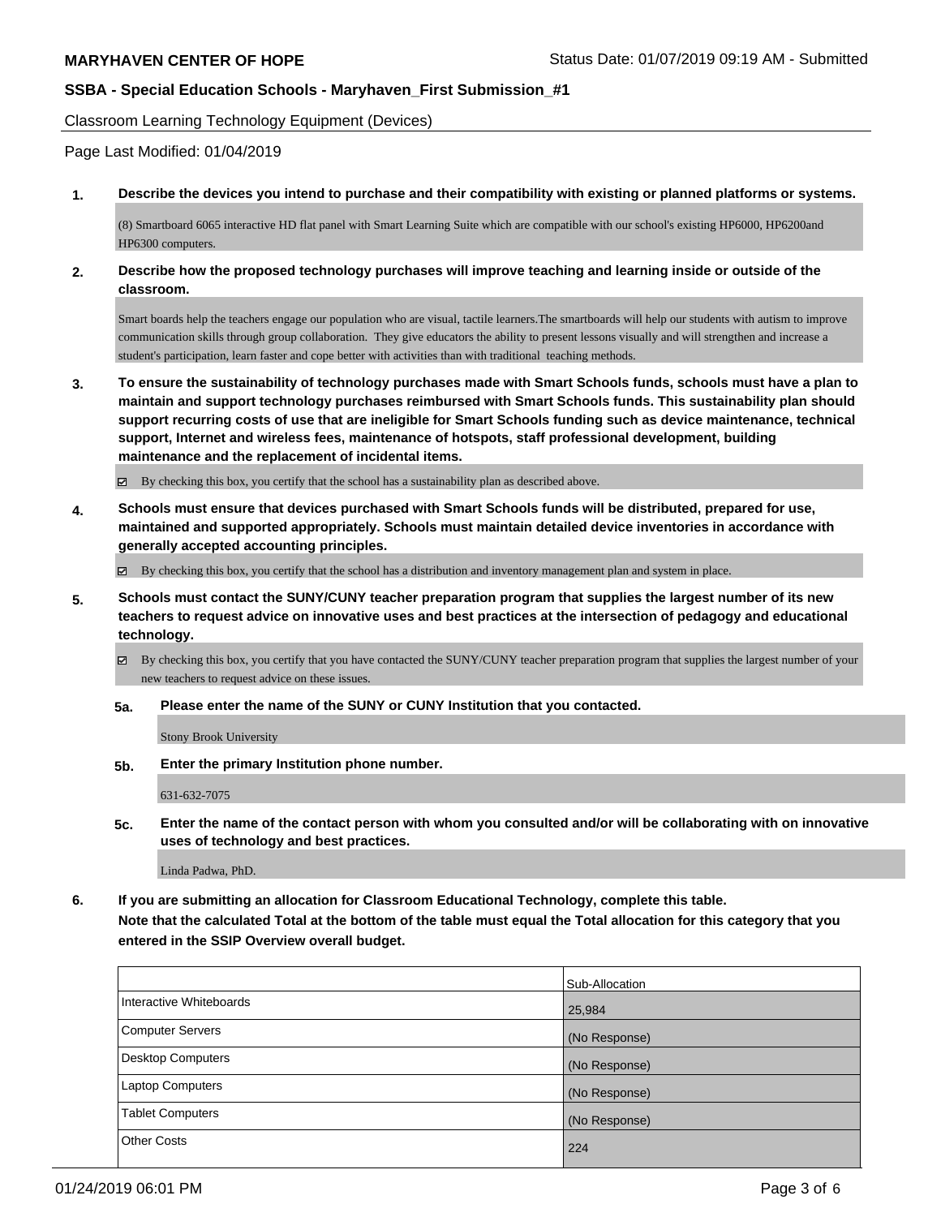**MARYHAVEN CENTER OF HOPE** Status Date: 01/07/2019 09:19 AM - Submitted

**SSBA - Special Education Schools - Maryhaven_First Submission_#1**

Classroom Learning Technology Equipment (Devices)

Page Last Modified: 01/04/2019

**1. Describe the devices you intend to purchase and their compatibility with existing or planned platforms or systems.**

(8) Smartboard 6065 interactive HD flat panel with Smart Learning Suite which are compatible with our school's existing HP6000, HP6200and HP6300 computers.

**2. Describe how the proposed technology purchases will improve teaching and learning inside or outside of the classroom.**

Smart boards help the teachers engage our population who are visual, tactile learners.The smartboards will help our students with autism to improve communication skills through group collaboration. They give educators the ability to present lessons visually and will strengthen and increase a student's participation, learn faster and cope better with activities than with traditional teaching methods.

**3. To ensure the sustainability of technology purchases made with Smart Schools funds, schools must have a plan to maintain and support technology purchases reimbursed with Smart Schools funds. This sustainability plan should support recurring costs of use that are ineligible for Smart Schools funding such as device maintenance, technical support, Internet and wireless fees, maintenance of hotspots, staff professional development, building maintenance and the replacement of incidental items.**

☑ By checking this box, you certify that the school has a sustainability plan as described above.

**4. Schools must ensure that devices purchased with Smart Schools funds will be distributed, prepared for use, maintained and supported appropriately. Schools must maintain detailed device inventories in accordance with generally accepted accounting principles.**

☑ By checking this box, you certify that the school has a distribution and inventory management plan and system in place.

**5. Schools must contact the SUNY/CUNY teacher preparation program that supplies the largest number of its new teachers to request advice on innovative uses and best practices at the intersection of pedagogy and educational technology.**

☑ By checking this box, you certify that you have contacted the SUNY/CUNY teacher preparation program that supplies the largest number of your new teachers to request advice on these issues.

**5a. Please enter the name of the SUNY or CUNY Institution that you contacted.**

Stony Brook University

**5b. Enter the primary Institution phone number.**

631-632-7075

**5c. Enter the name of the contact person with whom you consulted and/or will be collaborating with on innovative uses of technology and best practices.**

Linda Padwa, PhD.

**6. If you are submitting an allocation for Classroom Educational Technology, complete this table.**
**Note that the calculated Total at the bottom of the table must equal the Total allocation for this category that you entered in the SSIP Overview overall budget.**

| | Sub-Allocation |
|---|---|
| Interactive Whiteboards | 25,984 |
| Computer Servers | (No Response) |
| Desktop Computers | (No Response) |
| Laptop Computers | (No Response) |
| Tablet Computers | (No Response) |
| Other Costs | 224 |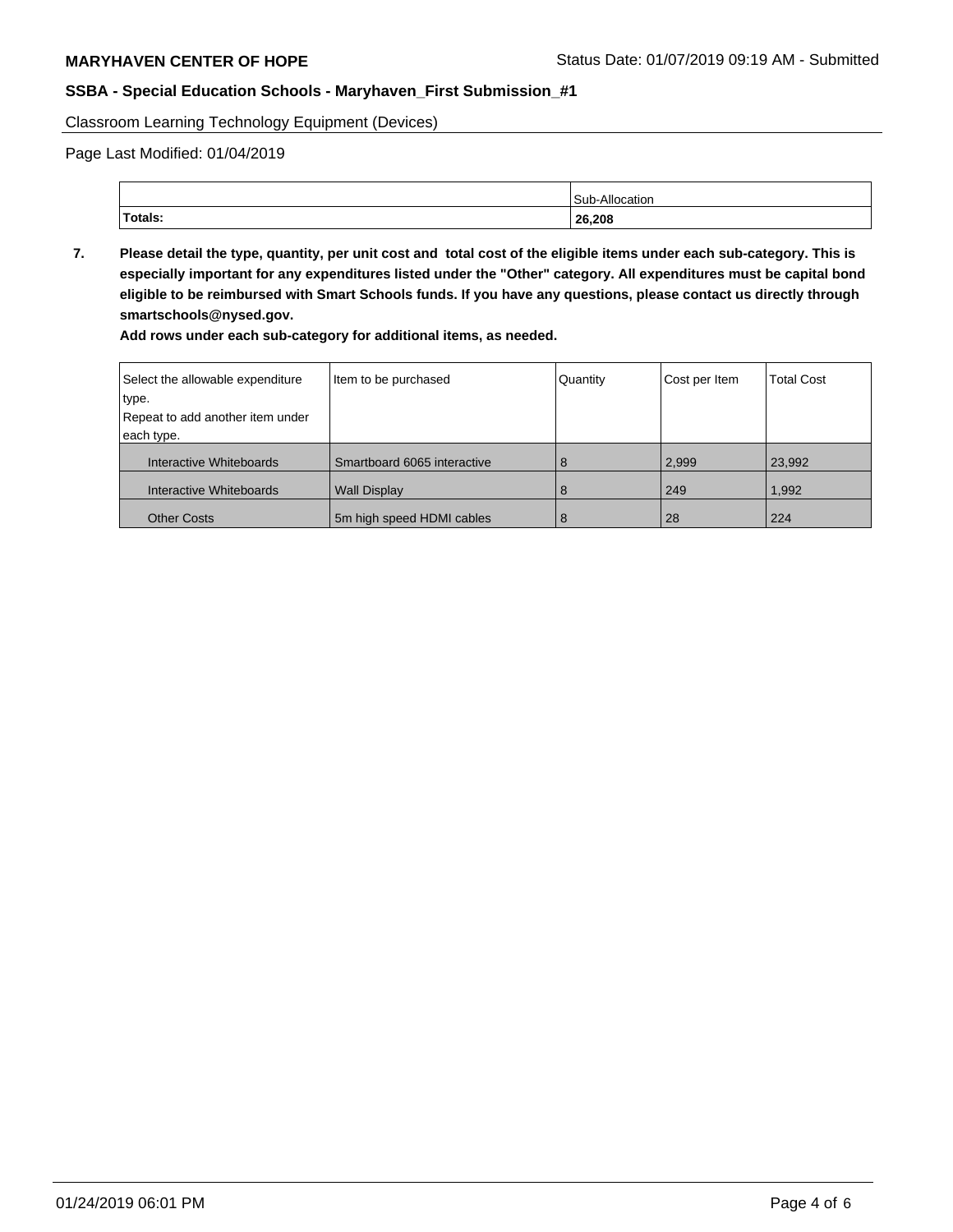**MARYHAVEN CENTER OF HOPE** Status Date: 01/07/2019 09:19 AM - Submitted

**SSBA - Special Education Schools - Maryhaven_First Submission_#1**

Classroom Learning Technology Equipment (Devices)

Page Last Modified: 01/04/2019

| | Sub-Allocation |
|---|---|
| **Totals:** | **26,208** |

**7. Please detail the type, quantity, per unit cost and total cost of the eligible items under each sub-category. This is especially important for any expenditures listed under the "Other" category. All expenditures must be capital bond eligible to be reimbursed with Smart Schools funds. If you have any questions, please contact us directly through smartschools@nysed.gov.**

**Add rows under each sub-category for additional items, as needed.**

| Select the allowable expenditure type. Repeat to add another item under each type. | Item to be purchased | Quantity | Cost per Item | Total Cost |
|---|---|---|---|---|
| Interactive Whiteboards | Smartboard 6065 interactive | 8 | 2,999 | 23,992 |
| Interactive Whiteboards | Wall Display | 8 | 249 | 1,992 |
| Other Costs | 5m high speed HDMI cables | 8 | 28 | 224 |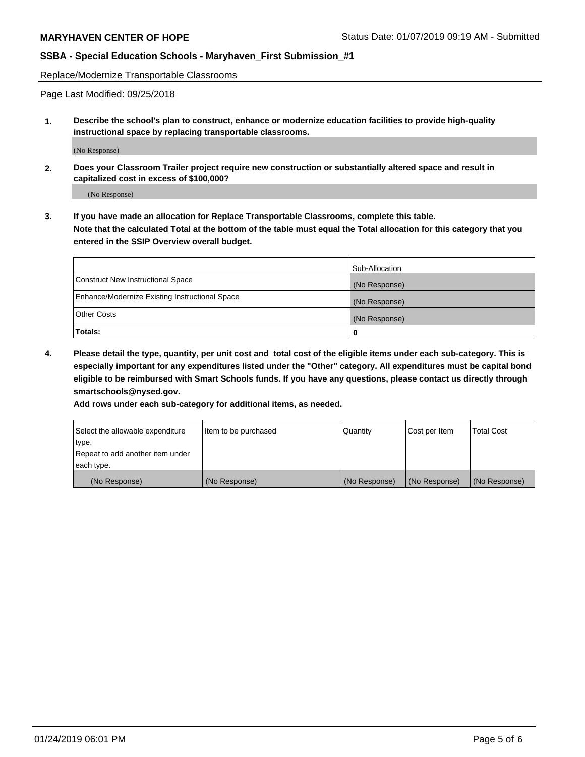**MARYHAVEN CENTER OF HOPE** Status Date: 01/07/2019 09:19 AM - Submitted

**SSBA - Special Education Schools - Maryhaven_First Submission_#1**

Replace/Modernize Transportable Classrooms

Page Last Modified: 09/25/2018

**1. Describe the school's plan to construct, enhance or modernize education facilities to provide high-quality instructional space by replacing transportable classrooms.**

(No Response)

**2. Does your Classroom Trailer project require new construction or substantially altered space and result in capitalized cost in excess of $100,000?**

(No Response)

**3. If you have made an allocation for Replace Transportable Classrooms, complete this table. Note that the calculated Total at the bottom of the table must equal the Total allocation for this category that you entered in the SSIP Overview overall budget.**

| | Sub-Allocation |
|---|---|
| Construct New Instructional Space | (No Response) |
| Enhance/Modernize Existing Instructional Space | (No Response) |
| Other Costs | (No Response) |
| **Totals:** | **0** |

**4. Please detail the type, quantity, per unit cost and total cost of the eligible items under each sub-category. This is especially important for any expenditures listed under the "Other" category. All expenditures must be capital bond eligible to be reimbursed with Smart Schools funds. If you have any questions, please contact us directly through smartschools@nysed.gov.**

**Add rows under each sub-category for additional items, as needed.**

| Select the allowable expenditure type. Repeat to add another item under each type. | Item to be purchased | Quantity | Cost per Item | Total Cost |
|---|---|---|---|---|
| (No Response) | (No Response) | (No Response) | (No Response) | (No Response) |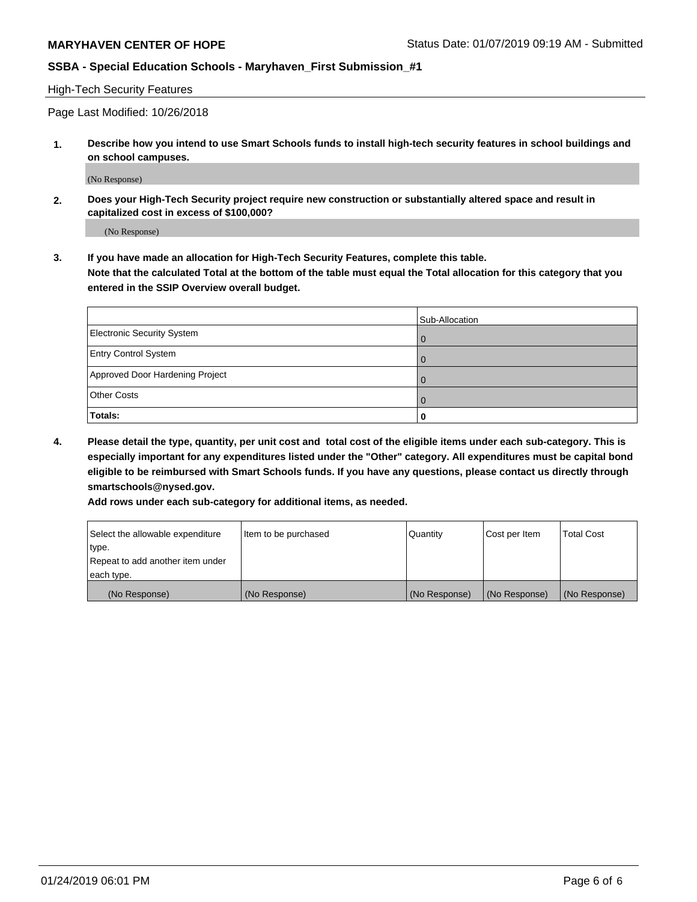High-Tech Security Features

Page Last Modified: 10/26/2018

**1. Describe how you intend to use Smart Schools funds to install high-tech security features in school buildings and on school campuses.**

(No Response)

**2. Does your High-Tech Security project require new construction or substantially altered space and result in capitalized cost in excess of $100,000?**

(No Response)

**3. If you have made an allocation for High-Tech Security Features, complete this table.**
**Note that the calculated Total at the bottom of the table must equal the Total allocation for this category that you entered in the SSIP Overview overall budget.**

| | Sub-Allocation |
|---|---|
| Electronic Security System | 0 |
| Entry Control System | 0 |
| Approved Door Hardening Project | 0 |
| Other Costs | 0 |
| **Totals:** | **0** |

**4. Please detail the type, quantity, per unit cost and total cost of the eligible items under each sub-category. This is especially important for any expenditures listed under the "Other" category. All expenditures must be capital bond eligible to be reimbursed with Smart Schools funds. If you have any questions, please contact us directly through smartschools@nysed.gov.**

**Add rows under each sub-category for additional items, as needed.**

| Select the allowable expenditure type. Repeat to add another item under each type. | Item to be purchased | Quantity | Cost per Item | Total Cost |
|---|---|---|---|---|
| (No Response) | (No Response) | (No Response) | (No Response) | (No Response) |